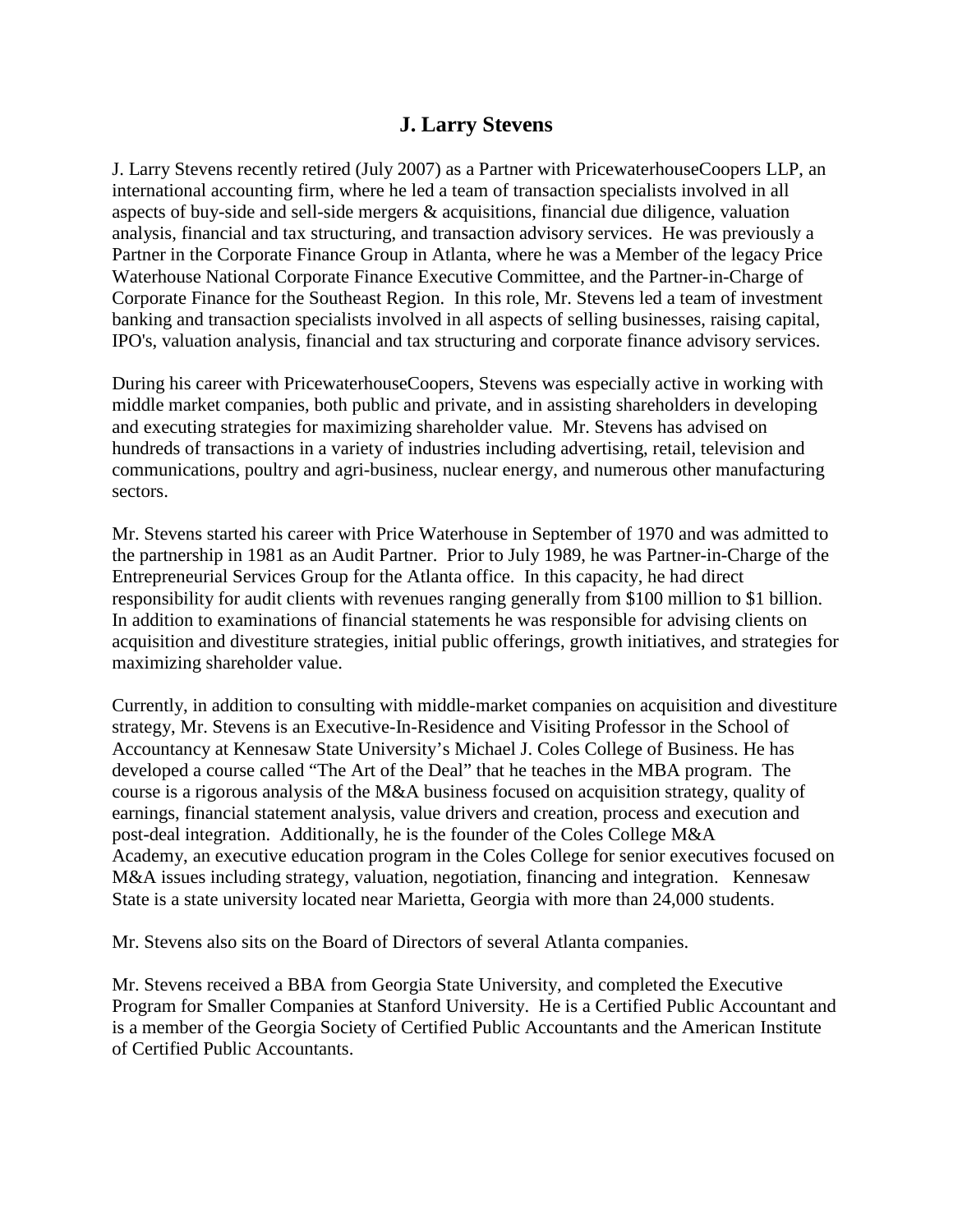# J. Larry Stevens

J. Larry Stevens recently retired (July 2007) as a Partner with PricewaterhouseCoopers LLP, an international accounting firm, where he led a team of transaction specialists involved in all aspects of buy-side and sell-side mergers & acquisitions, financial due diligence, valuation analysis, financial and tax structuring, and transaction advisory services. He was previously a Partner in the Corporate Finance Group in Atlanta, where he was a Member of the legacy Price Waterhouse National Corporate Finance Executive Committee, and the Partner-in-Charge of Corporate Finance for the Southeast Region. In this role, Mr. Stevens led a team of investment banking and transaction specialists involved in all aspects of selling businesses, raising capital, IPO's, valuation analysis, financial and tax structuring and corporate finance advisory services.

During his career with PricewaterhouseCoopers, Stevens was especially active in working with middle market companies, both public and private, and in assisting shareholders in developing and executing strategies for maximizing shareholder value. Mr. Stevens has advised on hundreds of transactions in a variety of industries including advertising, retail, television and communications, poultry and agri-business, nuclear energy, and numerous other manufacturing sectors.

Mr. Stevens started his career with Price Waterhouse in September of 1970 and was admitted to the partnership in 1981 as an Audit Partner. Prior to July 1989, he was Partner-in-Charge of the Entrepreneurial Services Group for the Atlanta office. In this capacity, he had direct responsibility for audit clients with revenues ranging generally from $100 million to $1 billion. In addition to examinations of financial statements he was responsible for advising clients on acquisition and divestiture strategies, initial public offerings, growth initiatives, and strategies for maximizing shareholder value.

Currently, in addition to consulting with middle-market companies on acquisition and divestiture strategy, Mr. Stevens is an Executive-In-Residence and Visiting Professor in the School of Accountancy at Kennesaw State University's Michael J. Coles College of Business. He has developed a course called "The Art of the Deal" that he teaches in the MBA program. The course is a rigorous analysis of the M&A business focused on acquisition strategy, quality of earnings, financial statement analysis, value drivers and creation, process and execution and post-deal integration. Additionally, he is the founder of the Coles College M&A Academy, an executive education program in the Coles College for senior executives focused on M&A issues including strategy, valuation, negotiation, financing and integration. Kennesaw State is a state university located near Marietta, Georgia with more than 24,000 students.

Mr. Stevens also sits on the Board of Directors of several Atlanta companies.

Mr. Stevens received a BBA from Georgia State University, and completed the Executive Program for Smaller Companies at Stanford University. He is a Certified Public Accountant and is a member of the Georgia Society of Certified Public Accountants and the American Institute of Certified Public Accountants.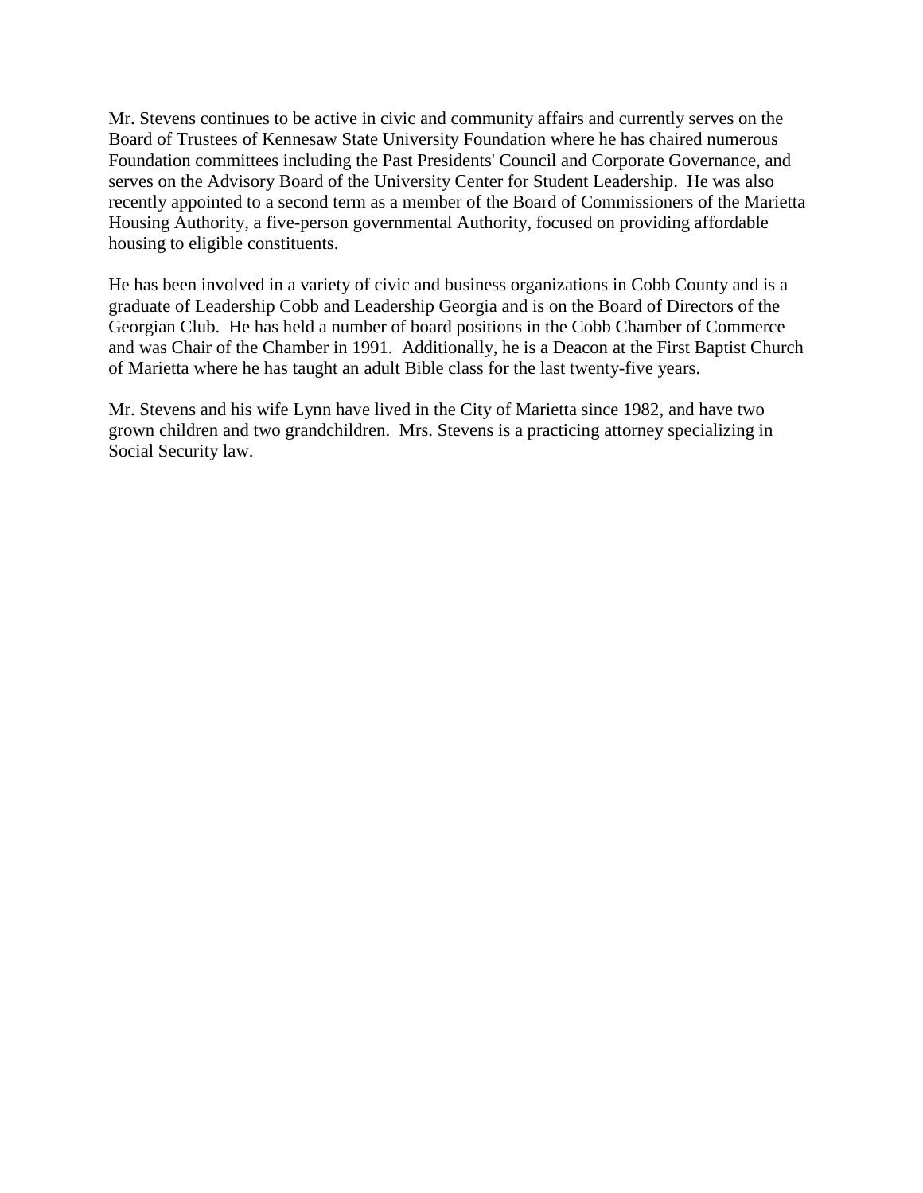Mr. Stevens continues to be active in civic and community affairs and currently serves on the Board of Trustees of Kennesaw State University Foundation where he has chaired numerous Foundation committees including the Past Presidents' Council and Corporate Governance, and serves on the Advisory Board of the University Center for Student Leadership. He was also recently appointed to a second term as a member of the Board of Commissioners of the Marietta Housing Authority, a five-person governmental Authority, focused on providing affordable housing to eligible constituents.

He has been involved in a variety of civic and business organizations in Cobb County and is a graduate of Leadership Cobb and Leadership Georgia and is on the Board of Directors of the Georgian Club. He has held a number of board positions in the Cobb Chamber of Commerce and was Chair of the Chamber in 1991. Additionally, he is a Deacon at the First Baptist Church of Marietta where he has taught an adult Bible class for the last twenty-five years.

Mr. Stevens and his wife Lynn have lived in the City of Marietta since 1982, and have two grown children and two grandchildren. Mrs. Stevens is a practicing attorney specializing in Social Security law.